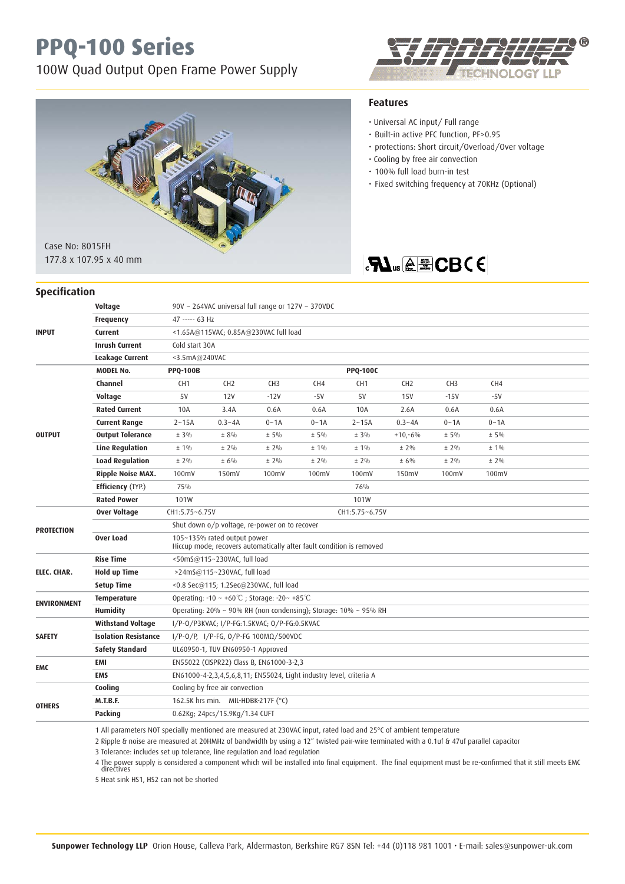# PPQ-100 Series

100W Quad Output Open Frame Power Supply

Case No: 8015FH
177.8 x 107.95 x 40 mm

## Features

- Universal AC input/ Full range
- Built-in active PFC function, PF>0.95
- protections: Short circuit/Overload/Over voltage
- Cooling by free air convection
- 100% full load burn-in test
- Fixed switching frequency at 70KHz (Optional)

## Specification

| | | | | | | | | | |
|---|---|---|---|---|---|---|---|---|---|
| **INPUT** | **Voltage** | 90V ~ 264VAC universal full range or 127V ~ 370VDC | | | | | | | |
| | **Frequency** | 47 ----- 63 Hz | | | | | | | |
| | **Current** | <1.65A@115VAC; 0.85A@230VAC full load | | | | | | | |
| | **Inrush Current** | Cold start 30A | | | | | | | |
| | **Leakage Current** | <3.5mA@240VAC | | | | | | | |
| **OUTPUT** | **MODEL No.** | **PPQ-100B** | | | | **PPQ-100C** | | | |
| | **Channel** | CH1 | CH2 | CH3 | CH4 | CH1 | CH2 | CH3 | CH4 |
| | **Voltage** | 5V | 12V | -12V | -5V | 5V | 15V | -15V | -5V |
| | **Rated Current** | 10A | 3.4A | 0.6A | 0.6A | 10A | 2.6A | 0.6A | 0.6A |
| | **Current Range** | 2~15A | 0.3~4A | 0~1A | 0~1A | 2~15A | 0.3~4A | 0~1A | 0~1A |
| | **Output Tolerance** | ± 3% | ± 8% | ± 5% | ± 5% | ± 3% | +10,-6% | ± 5% | ± 5% |
| | **Line Regulation** | ± 1% | ± 2% | ± 2% | ± 1% | ± 1% | ± 2% | ± 2% | ± 1% |
| | **Load Regulation** | ± 2% | ± 6% | ± 2% | ± 2% | ± 2% | ± 6% | ± 2% | ± 2% |
| | **Ripple Noise MAX.** | 100mV | 150mV | 100mV | 100mV | 100mV | 150mV | 100mV | 100mV |
| | **Efficiency** (TYP.) | 75% | | | | 76% | | | |
| | **Rated Power** | 101W | | | | 101W | | | |
| **PROTECTION** | **Over Voltage** | CH1:5.75~6.75V | | | | CH1:5.75~6.75V | | | |
| | | Shut down o/p voltage, re-power on to recover | | | | | | | |
| | **Over Load** | 105~135% rated output power<br>Hiccup mode; recovers automatically after fault condition is removed | | | | | | | |
| **ELEC. CHAR.** | **Rise Time** | <50mS@115~230VAC, full load | | | | | | | |
| | **Hold up Time** | >24mS@115~230VAC, full load | | | | | | | |
| | **Setup Time** | <0.8 Sec@115; 1.2Sec@230VAC, full load | | | | | | | |
| **ENVIRONMENT** | **Temperature** | Operating: -10 ~ +60℃ ; Storage: -20~ +85℃ | | | | | | | |
| | **Humidity** | Operating: 20% ~ 90% RH (non condensing); Storage: 10% ~ 95% RH | | | | | | | |
| **SAFETY** | **Withstand Voltage** | I/P-O/P3KVAC; I/P-FG:1.5KVAC; O/P-FG:0.5KVAC | | | | | | | |
| | **Isolation Resistance** | I/P-O/P, I/P-FG, O/P-FG 100MΩ/500VDC | | | | | | | |
| | **Safety Standard** | UL60950-1, TUV EN60950-1 Approved | | | | | | | |
| **EMC** | **EMI** | EN55022 (CISPR22) Class B, EN61000-3-2,3 | | | | | | | |
| | **EMS** | EN61000-4-2,3,4,5,6,8,11; EN55024, Light industry level, criteria A | | | | | | | |
| **OTHERS** | **Cooling** | Cooling by free air convection | | | | | | | |
| | **M.T.B.F.** | 162.5K hrs min. MIL-HDBK-217F (°C) | | | | | | | |
| | **Packing** | 0.62Kg; 24pcs/15.9Kg/1.34 CUFT | | | | | | | |

1 All parameters NOT specially mentioned are measured at 230VAC input, rated load and 25°C of ambient temperature

2 Ripple & noise are measured at 20HMHz of bandwidth by using a 12" twisted pair-wire terminated with a 0.1uf & 47uf parallel capacitor

3 Tolerance: includes set up tolerance, line regulation and load regulation

4 The power supply is considered a component which will be installed into final equipment. The final equipment must be re-confirmed that it still meets EMC directives

5 Heat sink HS1, HS2 can not be shorted

**Sunpower Technology LLP** Orion House, Calleva Park, Aldermaston, Berkshire RG7 8SN Tel: +44 (0)118 981 1001 • E-mail: sales@sunpower-uk.com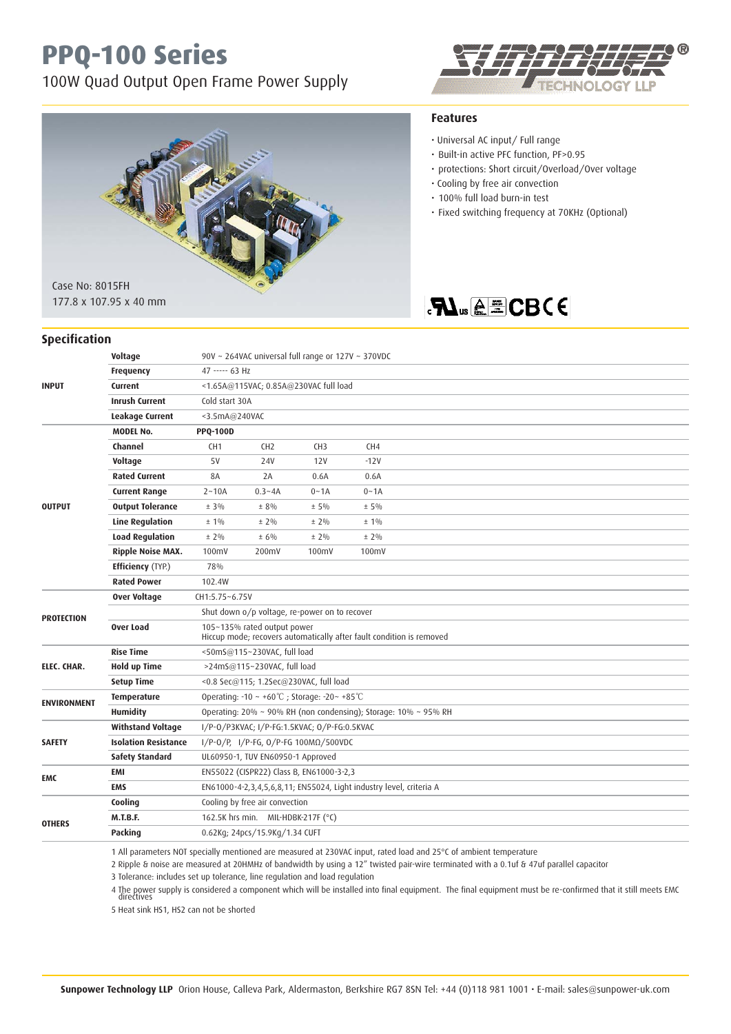# PPQ-100 Series

100W Quad Output Open Frame Power Supply

Case No: 8015FH
177.8 x 107.95 x 40 mm

## Features

- Universal AC input/ Full range
- Built-in active PFC function, PF>0.95
- protections: Short circuit/Overload/Over voltage
- Cooling by free air convection
- 100% full load burn-in test
- Fixed switching frequency at 70KHz (Optional)

## Specification

| | | | | | |
|---|---|---|---|---|---|
| **INPUT** | **Voltage** | 90V ~ 264VAC universal full range or 127V ~ 370VDC | | | |
| | **Frequency** | 47 ----- 63 Hz | | | |
| | **Current** | <1.65A@115VAC; 0.85A@230VAC full load | | | |
| | **Inrush Current** | Cold start 30A | | | |
| | **Leakage Current** | <3.5mA@240VAC | | | |
| **OUTPUT** | **MODEL No.** | **PPQ-100D** | | | |
| | **Channel** | CH1 | CH2 | CH3 | CH4 |
| | **Voltage** | 5V | 24V | 12V | -12V |
| | **Rated Current** | 8A | 2A | 0.6A | 0.6A |
| | **Current Range** | 2~10A | 0.3~4A | 0~1A | 0~1A |
| | **Output Tolerance** | ± 3% | ± 8% | ± 5% | ± 5% |
| | **Line Regulation** | ± 1% | ± 2% | ± 2% | ± 1% |
| | **Load Regulation** | ± 2% | ± 6% | ± 2% | ± 2% |
| | **Ripple Noise MAX.** | 100mV | 200mV | 100mV | 100mV |
| | **Efficiency** (TYP.) | 78% | | | |
| | **Rated Power** | 102.4W | | | |
| **PROTECTION** | **Over Voltage** | CH1:5.75~6.75V | | | |
| | | Shut down o/p voltage, re-power on to recover | | | |
| | **Over Load** | 105~135% rated output power<br>Hiccup mode; recovers automatically after fault condition is removed | | | |
| **ELEC. CHAR.** | **Rise Time** | <50mS@115~230VAC, full load | | | |
| | **Hold up Time** | >24mS@115~230VAC, full load | | | |
| | **Setup Time** | <0.8 Sec@115; 1.2Sec@230VAC, full load | | | |
| **ENVIRONMENT** | **Temperature** | Operating: -10 ~ +60℃ ; Storage: -20~ +85℃ | | | |
| | **Humidity** | Operating: 20% ~ 90% RH (non condensing); Storage: 10% ~ 95% RH | | | |
| **SAFETY** | **Withstand Voltage** | I/P-O/P3KVAC; I/P-FG:1.5KVAC; O/P-FG:0.5KVAC | | | |
| | **Isolation Resistance** | I/P-O/P, I/P-FG, O/P-FG 100MΩ/500VDC | | | |
| | **Safety Standard** | UL60950-1, TUV EN60950-1 Approved | | | |
| **EMC** | **EMI** | EN55022 (CISPR22) Class B, EN61000-3-2,3 | | | |
| | **EMS** | EN61000-4-2,3,4,5,6,8,11; EN55024, Light industry level, criteria A | | | |
| **OTHERS** | **Cooling** | Cooling by free air convection | | | |
| | **M.T.B.F.** | 162.5K hrs min. MIL-HDBK-217F (°C) | | | |
| | **Packing** | 0.62Kg; 24pcs/15.9Kg/1.34 CUFT | | | |

1 All parameters NOT specially mentioned are measured at 230VAC input, rated load and 25°C of ambient temperature
2 Ripple & noise are measured at 20HMHz of bandwidth by using a 12" twisted pair-wire terminated with a 0.1uf & 47uf parallel capacitor
3 Tolerance: includes set up tolerance, line regulation and load regulation
4 The power supply is considered a component which will be installed into final equipment. The final equipment must be re-confirmed that it still meets EMC directives
5 Heat sink HS1, HS2 can not be shorted

**Sunpower Technology LLP** Orion House, Calleva Park, Aldermaston, Berkshire RG7 8SN Tel: +44 (0)118 981 1001 • E-mail: sales@sunpower-uk.com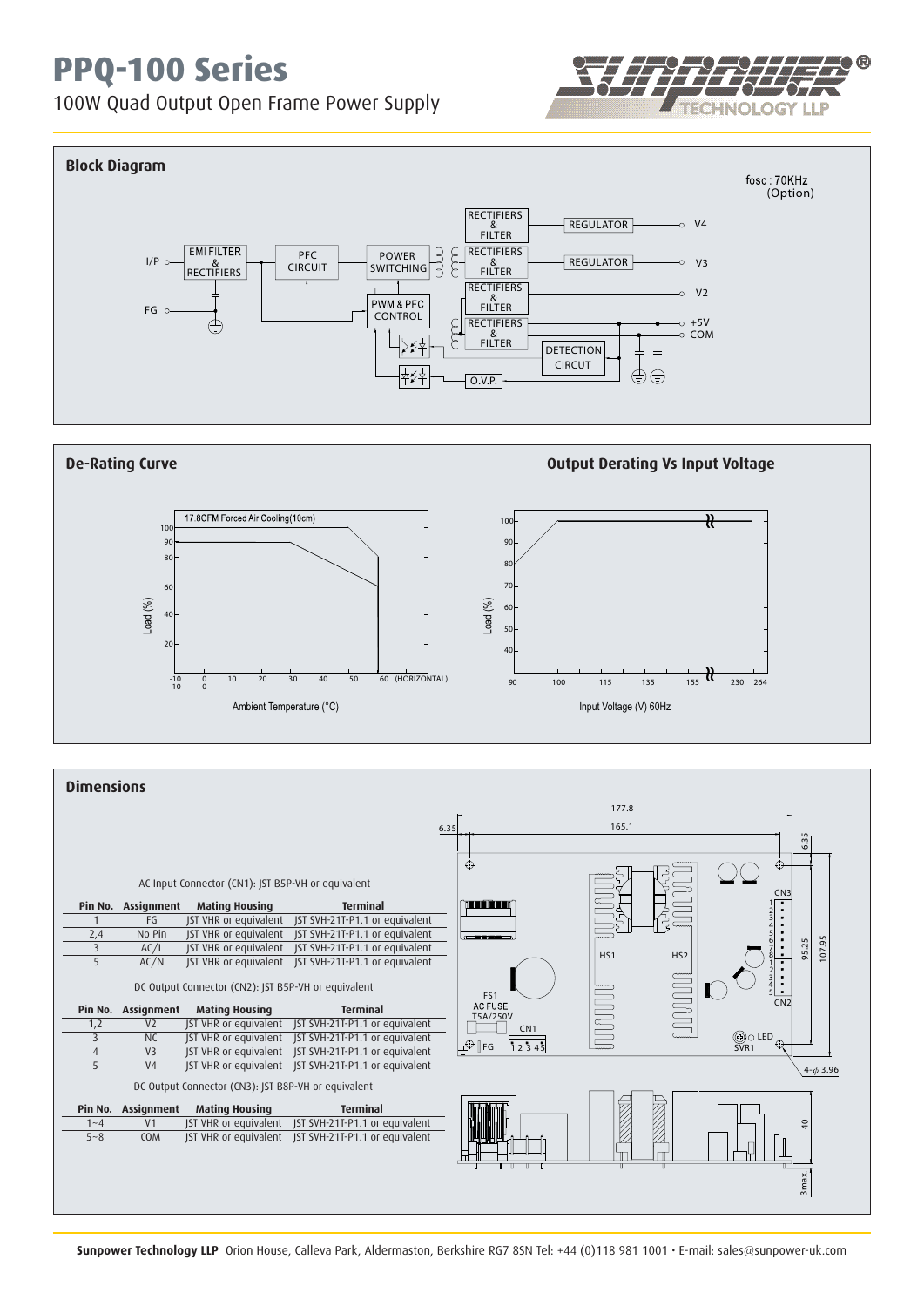# PPQ-100 Series

100W Quad Output Open Frame Power Supply

## Block Diagram

fosc : 70KHz
(Option)

I/P
FG
EMI FILTER & RECTIFIERS
PFC CIRCUIT
POWER SWITCHING
PWM & PFC CONTROL
RECTIFIERS & FILTER
REGULATOR
V4
V3
V2
+5V
COM
DETECTION CIRCUT
O.V.P.

## De-Rating Curve

17.8CFM Forced Air Cooling(10cm)

Load (%)

100
90
80
60
40
20

-10 -10
0 0
10
20
30
40
50
60 (HORIZONTAL)

Ambient Temperature (°C)

## Output Derating Vs Input Voltage

Load (%)

100
90
80
70
60
50
40

90
100
115
135
155
230
264

Input Voltage (V) 60Hz

## Dimensions

AC Input Connector (CN1): JST B5P-VH or equivalent

| Pin No. | Assignment | Mating Housing | Terminal |
|---|---|---|---|
| 1 | FG | JST VHR or equivalent | JST SVH-21T-P1.1 or equivalent |
| 2,4 | No Pin | JST VHR or equivalent | JST SVH-21T-P1.1 or equivalent |
| 3 | AC/L | JST VHR or equivalent | JST SVH-21T-P1.1 or equivalent |
| 5 | AC/N | JST VHR or equivalent | JST SVH-21T-P1.1 or equivalent |

DC Output Connector (CN2): JST B5P-VH or equivalent

| Pin No. | Assignment | Mating Housing | Terminal |
|---|---|---|---|
| 1,2 | V2 | JST VHR or equivalent | JST SVH-21T-P1.1 or equivalent |
| 3 | NC | JST VHR or equivalent | JST SVH-21T-P1.1 or equivalent |
| 4 | V3 | JST VHR or equivalent | JST SVH-21T-P1.1 or equivalent |
| 5 | V4 | JST VHR or equivalent | JST SVH-21T-P1.1 or equivalent |

DC Output Connector (CN3): JST B8P-VH or equivalent

| Pin No. | Assignment | Mating Housing | Terminal |
|---|---|---|---|
| 1~4 | V1 | JST VHR or equivalent | JST SVH-21T-P1.1 or equivalent |
| 5~8 | COM | JST VHR or equivalent | JST SVH-21T-P1.1 or equivalent |

177.8
165.1
6.35
6.35
95.25
107.95
CN3
CN2
HS1
HS2
FS1
AC FUSE
T5A/250V
CN1
FG
LED
SVR1
4-φ3.96
40
3max.

**Sunpower Technology LLP** Orion House, Calleva Park, Aldermaston, Berkshire RG7 8SN Tel: +44 (0)118 981 1001 • E-mail: sales@sunpower-uk.com